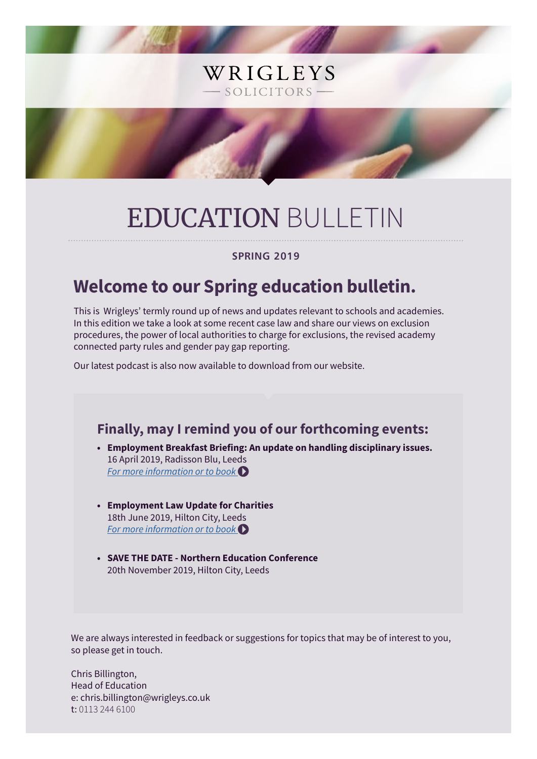WRIGLEYS

— SOLICITORS —

# EDUCATION BULLETIN

**SPRING 2019**

## Welcome to our Spring education bulletin.

This is Wrigleys' termly round up of news and updates relevant to schools and academies. In this edition we take a look at some recent case law and share our views on exclusion procedures, the power of local authorities to charge for exclusions, the revised academy connected party rules and gender pay gap reporting.

Our latest podcast is also now available to download from our website.

### Finally, may I remind you of our forthcoming events:

- **Employment Breakfast Briefing: An update on handling disciplinary issues.**
  16 April 2019, Radisson Blu, Leeds
  *For more information or to book*

- **Employment Law Update for Charities**
  18th June 2019, Hilton City, Leeds
  *For more information or to book*

- **SAVE THE DATE - Northern Education Conference**
  20th November 2019, Hilton City, Leeds

We are always interested in feedback or suggestions for topics that may be of interest to you, so please get in touch.

Chris Billington,
Head of Education
e: chris.billington@wrigleys.co.uk
t: 0113 244 6100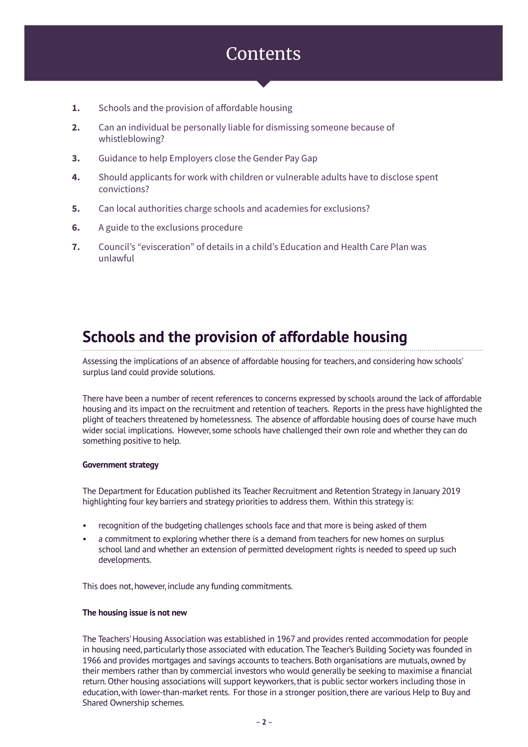# Contents

1. Schools and the provision of affordable housing
2. Can an individual be personally liable for dismissing someone because of whistleblowing?
3. Guidance to help Employers close the Gender Pay Gap
4. Should applicants for work with children or vulnerable adults have to disclose spent convictions?
5. Can local authorities charge schools and academies for exclusions?
6. A guide to the exclusions procedure
7. Council's "evisceration" of details in a child's Education and Health Care Plan was unlawful

## Schools and the provision of affordable housing

Assessing the implications of an absence of affordable housing for teachers, and considering how schools' surplus land could provide solutions.

There have been a number of recent references to concerns expressed by schools around the lack of affordable housing and its impact on the recruitment and retention of teachers. Reports in the press have highlighted the plight of teachers threatened by homelessness. The absence of affordable housing does of course have much wider social implications. However, some schools have challenged their own role and whether they can do something positive to help.

**Government strategy**

The Department for Education published its Teacher Recruitment and Retention Strategy in January 2019 highlighting four key barriers and strategy priorities to address them. Within this strategy is:

- recognition of the budgeting challenges schools face and that more is being asked of them
- a commitment to exploring whether there is a demand from teachers for new homes on surplus school land and whether an extension of permitted development rights is needed to speed up such developments.

This does not, however, include any funding commitments.

**The housing issue is not new**

The Teachers' Housing Association was established in 1967 and provides rented accommodation for people in housing need, particularly those associated with education. The Teacher's Building Society was founded in 1966 and provides mortgages and savings accounts to teachers. Both organisations are mutuals, owned by their members rather than by commercial investors who would generally be seeking to maximise a financial return. Other housing associations will support keyworkers, that is public sector workers including those in education, with lower-than-market rents. For those in a stronger position, there are various Help to Buy and Shared Ownership schemes.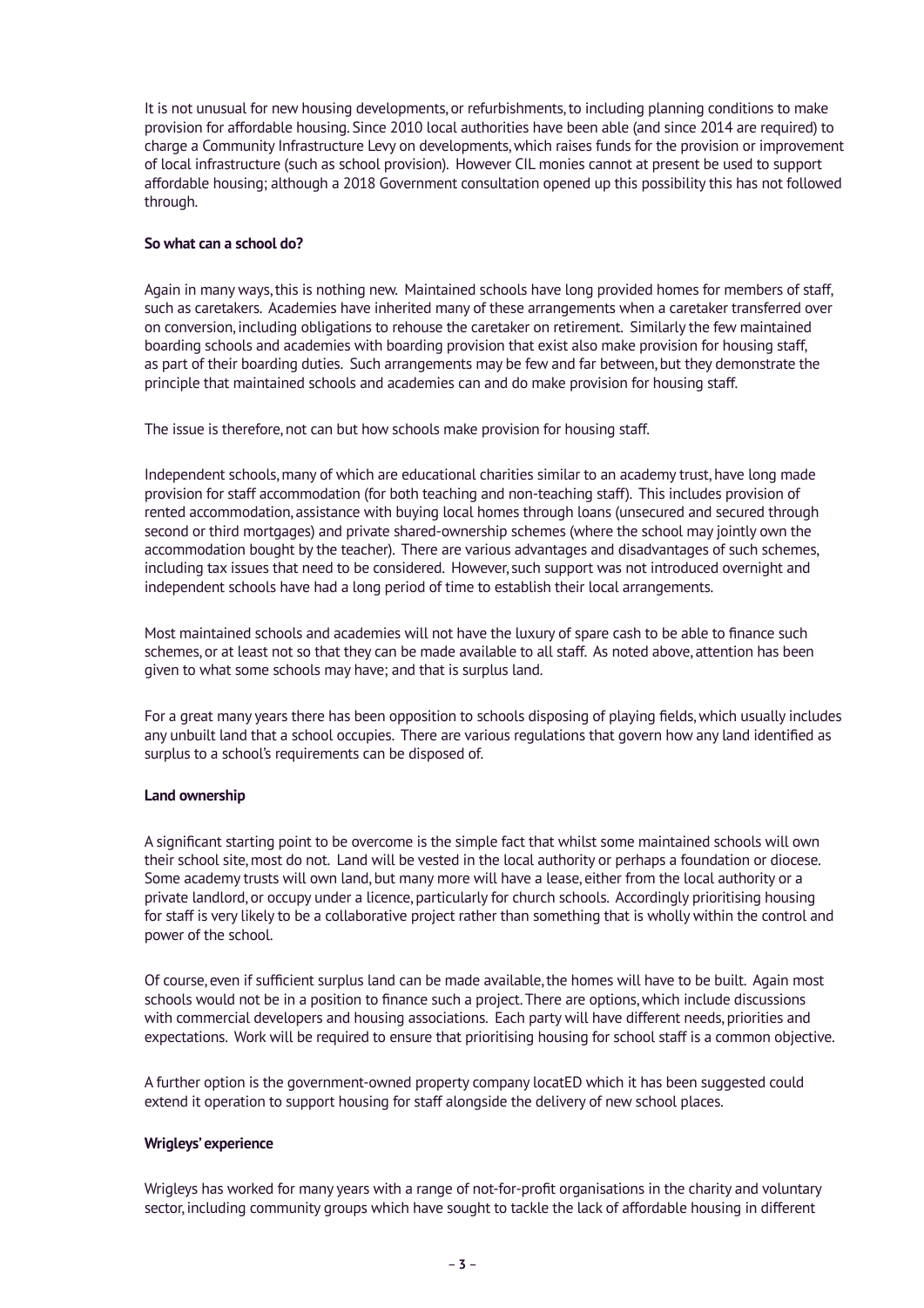It is not unusual for new housing developments, or refurbishments, to including planning conditions to make provision for affordable housing. Since 2010 local authorities have been able (and since 2014 are required) to charge a Community Infrastructure Levy on developments, which raises funds for the provision or improvement of local infrastructure (such as school provision). However CIL monies cannot at present be used to support affordable housing; although a 2018 Government consultation opened up this possibility this has not followed through.

**So what can a school do?**

Again in many ways, this is nothing new. Maintained schools have long provided homes for members of staff, such as caretakers. Academies have inherited many of these arrangements when a caretaker transferred over on conversion, including obligations to rehouse the caretaker on retirement. Similarly the few maintained boarding schools and academies with boarding provision that exist also make provision for housing staff, as part of their boarding duties. Such arrangements may be few and far between, but they demonstrate the principle that maintained schools and academies can and do make provision for housing staff.

The issue is therefore, not can but how schools make provision for housing staff.

Independent schools, many of which are educational charities similar to an academy trust, have long made provision for staff accommodation (for both teaching and non-teaching staff). This includes provision of rented accommodation, assistance with buying local homes through loans (unsecured and secured through second or third mortgages) and private shared-ownership schemes (where the school may jointly own the accommodation bought by the teacher). There are various advantages and disadvantages of such schemes, including tax issues that need to be considered. However, such support was not introduced overnight and independent schools have had a long period of time to establish their local arrangements.

Most maintained schools and academies will not have the luxury of spare cash to be able to finance such schemes, or at least not so that they can be made available to all staff. As noted above, attention has been given to what some schools may have; and that is surplus land.

For a great many years there has been opposition to schools disposing of playing fields, which usually includes any unbuilt land that a school occupies. There are various regulations that govern how any land identified as surplus to a school's requirements can be disposed of.

**Land ownership**

A significant starting point to be overcome is the simple fact that whilst some maintained schools will own their school site, most do not. Land will be vested in the local authority or perhaps a foundation or diocese. Some academy trusts will own land, but many more will have a lease, either from the local authority or a private landlord, or occupy under a licence, particularly for church schools. Accordingly prioritising housing for staff is very likely to be a collaborative project rather than something that is wholly within the control and power of the school.

Of course, even if sufficient surplus land can be made available, the homes will have to be built. Again most schools would not be in a position to finance such a project. There are options, which include discussions with commercial developers and housing associations. Each party will have different needs, priorities and expectations. Work will be required to ensure that prioritising housing for school staff is a common objective.

A further option is the government-owned property company locatED which it has been suggested could extend it operation to support housing for staff alongside the delivery of new school places.

**Wrigleys' experience**

Wrigleys has worked for many years with a range of not-for-profit organisations in the charity and voluntary sector, including community groups which have sought to tackle the lack of affordable housing in different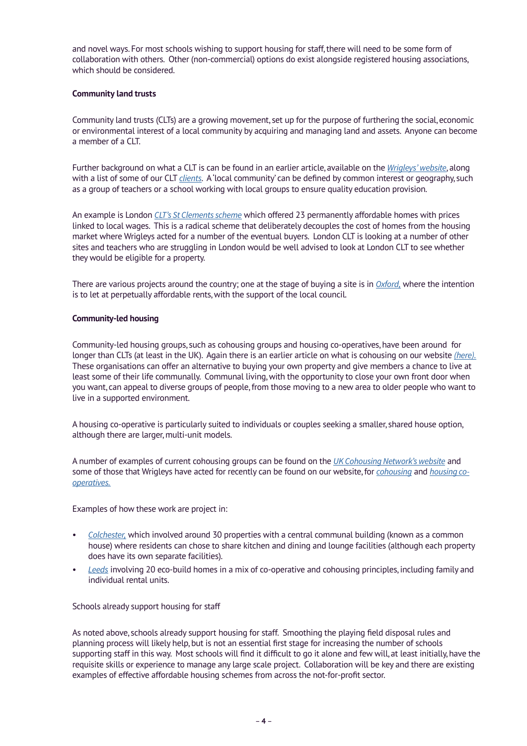and novel ways. For most schools wishing to support housing for staff, there will need to be some form of collaboration with others. Other (non-commercial) options do exist alongside registered housing associations, which should be considered.

**Community land trusts**

Community land trusts (CLTs) are a growing movement, set up for the purpose of furthering the social, economic or environmental interest of a local community by acquiring and managing land and assets. Anyone can become a member of a CLT.

Further background on what a CLT is can be found in an earlier article, available on the *Wrigleys' website*, along with a list of some of our CLT *clients*. A 'local community' can be defined by common interest or geography, such as a group of teachers or a school working with local groups to ensure quality education provision.

An example is London *CLT's St Clements scheme* which offered 23 permanently affordable homes with prices linked to local wages. This is a radical scheme that deliberately decouples the cost of homes from the housing market where Wrigleys acted for a number of the eventual buyers. London CLT is looking at a number of other sites and teachers who are struggling in London would be well advised to look at London CLT to see whether they would be eligible for a property.

There are various projects around the country; one at the stage of buying a site is in *Oxford*, where the intention is to let at perpetually affordable rents, with the support of the local council.

**Community-led housing**

Community-led housing groups, such as cohousing groups and housing co-operatives, have been around for longer than CLTs (at least in the UK). Again there is an earlier article on what is cohousing on our website *(here)*. These organisations can offer an alternative to buying your own property and give members a chance to live at least some of their life communally. Communal living, with the opportunity to close your own front door when you want, can appeal to diverse groups of people, from those moving to a new area to older people who want to live in a supported environment.

A housing co-operative is particularly suited to individuals or couples seeking a smaller, shared house option, although there are larger, multi-unit models.

A number of examples of current cohousing groups can be found on the *UK Cohousing Network's website* and some of those that Wrigleys have acted for recently can be found on our website, for *cohousing* and *housing co-operatives.*

Examples of how these work are project in:

- *Colchester*, which involved around 30 properties with a central communal building (known as a common house) where residents can chose to share kitchen and dining and lounge facilities (although each property does have its own separate facilities).
- *Leeds* involving 20 eco-build homes in a mix of co-operative and cohousing principles, including family and individual rental units.

Schools already support housing for staff

As noted above, schools already support housing for staff. Smoothing the playing field disposal rules and planning process will likely help, but is not an essential first stage for increasing the number of schools supporting staff in this way. Most schools will find it difficult to go it alone and few will, at least initially, have the requisite skills or experience to manage any large scale project. Collaboration will be key and there are existing examples of effective affordable housing schemes from across the not-for-profit sector.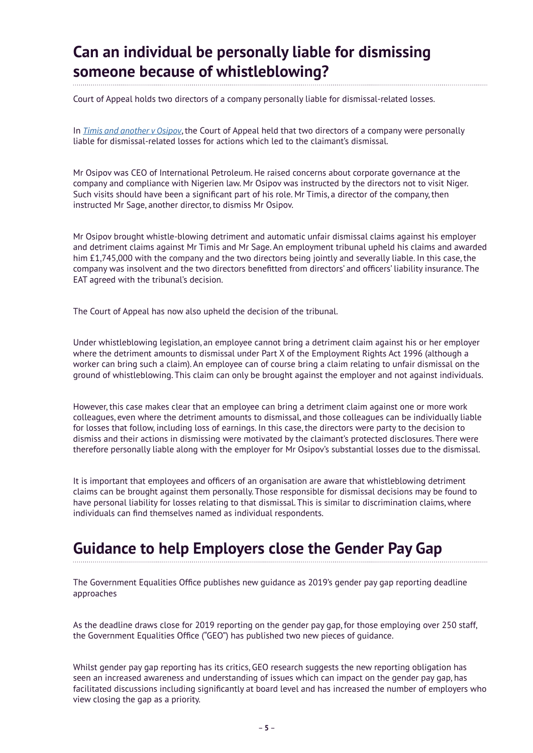## Can an individual be personally liable for dismissing someone because of whistleblowing?

Court of Appeal holds two directors of a company personally liable for dismissal-related losses.

In *Timis and another v Osipov*, the Court of Appeal held that two directors of a company were personally liable for dismissal-related losses for actions which led to the claimant's dismissal.

Mr Osipov was CEO of International Petroleum. He raised concerns about corporate governance at the company and compliance with Nigerien law. Mr Osipov was instructed by the directors not to visit Niger. Such visits should have been a significant part of his role. Mr Timis, a director of the company, then instructed Mr Sage, another director, to dismiss Mr Osipov.

Mr Osipov brought whistle-blowing detriment and automatic unfair dismissal claims against his employer and detriment claims against Mr Timis and Mr Sage. An employment tribunal upheld his claims and awarded him £1,745,000 with the company and the two directors being jointly and severally liable. In this case, the company was insolvent and the two directors benefitted from directors' and officers' liability insurance. The EAT agreed with the tribunal's decision.

The Court of Appeal has now also upheld the decision of the tribunal.

Under whistleblowing legislation, an employee cannot bring a detriment claim against his or her employer where the detriment amounts to dismissal under Part X of the Employment Rights Act 1996 (although a worker can bring such a claim). An employee can of course bring a claim relating to unfair dismissal on the ground of whistleblowing. This claim can only be brought against the employer and not against individuals.

However, this case makes clear that an employee can bring a detriment claim against one or more work colleagues, even where the detriment amounts to dismissal, and those colleagues can be individually liable for losses that follow, including loss of earnings. In this case, the directors were party to the decision to dismiss and their actions in dismissing were motivated by the claimant's protected disclosures. There were therefore personally liable along with the employer for Mr Osipov's substantial losses due to the dismissal.

It is important that employees and officers of an organisation are aware that whistleblowing detriment claims can be brought against them personally. Those responsible for dismissal decisions may be found to have personal liability for losses relating to that dismissal. This is similar to discrimination claims, where individuals can find themselves named as individual respondents.

## Guidance to help Employers close the Gender Pay Gap

The Government Equalities Office publishes new guidance as 2019's gender pay gap reporting deadline approaches

As the deadline draws close for 2019 reporting on the gender pay gap, for those employing over 250 staff, the Government Equalities Office ("GEO") has published two new pieces of guidance.

Whilst gender pay gap reporting has its critics, GEO research suggests the new reporting obligation has seen an increased awareness and understanding of issues which can impact on the gender pay gap, has facilitated discussions including significantly at board level and has increased the number of employers who view closing the gap as a priority.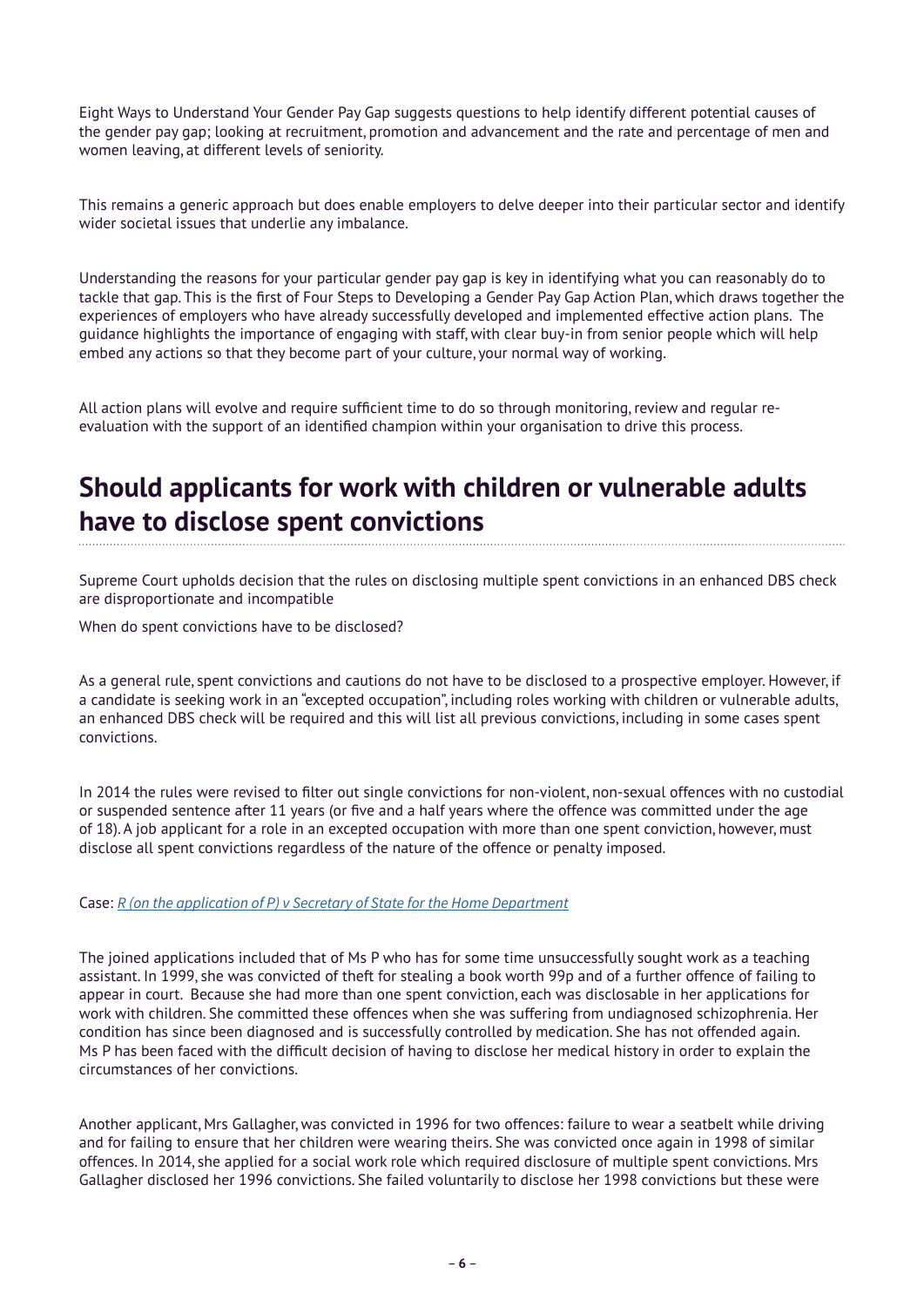Eight Ways to Understand Your Gender Pay Gap suggests questions to help identify different potential causes of the gender pay gap; looking at recruitment, promotion and advancement and the rate and percentage of men and women leaving, at different levels of seniority.

This remains a generic approach but does enable employers to delve deeper into their particular sector and identify wider societal issues that underlie any imbalance.

Understanding the reasons for your particular gender pay gap is key in identifying what you can reasonably do to tackle that gap. This is the first of Four Steps to Developing a Gender Pay Gap Action Plan, which draws together the experiences of employers who have already successfully developed and implemented effective action plans. The guidance highlights the importance of engaging with staff, with clear buy-in from senior people which will help embed any actions so that they become part of your culture, your normal way of working.

All action plans will evolve and require sufficient time to do so through monitoring, review and regular re-evaluation with the support of an identified champion within your organisation to drive this process.

## Should applicants for work with children or vulnerable adults have to disclose spent convictions

Supreme Court upholds decision that the rules on disclosing multiple spent convictions in an enhanced DBS check are disproportionate and incompatible

When do spent convictions have to be disclosed?

As a general rule, spent convictions and cautions do not have to be disclosed to a prospective employer. However, if a candidate is seeking work in an "excepted occupation", including roles working with children or vulnerable adults, an enhanced DBS check will be required and this will list all previous convictions, including in some cases spent convictions.

In 2014 the rules were revised to filter out single convictions for non-violent, non-sexual offences with no custodial or suspended sentence after 11 years (or five and a half years where the offence was committed under the age of 18). A job applicant for a role in an excepted occupation with more than one spent conviction, however, must disclose all spent convictions regardless of the nature of the offence or penalty imposed.

Case: *R (on the application of P) v Secretary of State for the Home Department*

The joined applications included that of Ms P who has for some time unsuccessfully sought work as a teaching assistant. In 1999, she was convicted of theft for stealing a book worth 99p and of a further offence of failing to appear in court. Because she had more than one spent conviction, each was disclosable in her applications for work with children. She committed these offences when she was suffering from undiagnosed schizophrenia. Her condition has since been diagnosed and is successfully controlled by medication. She has not offended again. Ms P has been faced with the difficult decision of having to disclose her medical history in order to explain the circumstances of her convictions.

Another applicant, Mrs Gallagher, was convicted in 1996 for two offences: failure to wear a seatbelt while driving and for failing to ensure that her children were wearing theirs. She was convicted once again in 1998 of similar offences. In 2014, she applied for a social work role which required disclosure of multiple spent convictions. Mrs Gallagher disclosed her 1996 convictions. She failed voluntarily to disclose her 1998 convictions but these were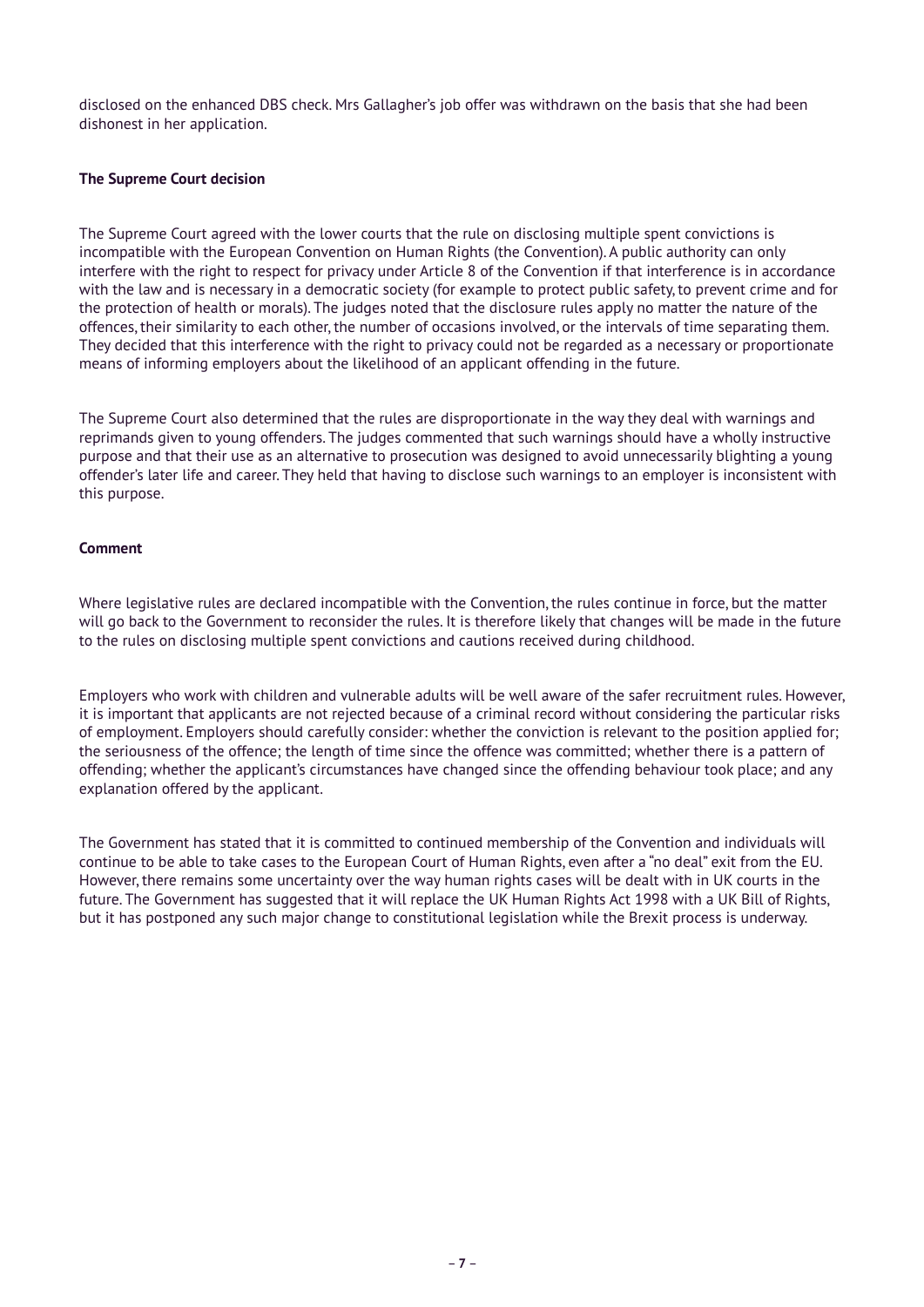disclosed on the enhanced DBS check. Mrs Gallagher's job offer was withdrawn on the basis that she had been dishonest in her application.

**The Supreme Court decision**

The Supreme Court agreed with the lower courts that the rule on disclosing multiple spent convictions is incompatible with the European Convention on Human Rights (the Convention). A public authority can only interfere with the right to respect for privacy under Article 8 of the Convention if that interference is in accordance with the law and is necessary in a democratic society (for example to protect public safety, to prevent crime and for the protection of health or morals). The judges noted that the disclosure rules apply no matter the nature of the offences, their similarity to each other, the number of occasions involved, or the intervals of time separating them. They decided that this interference with the right to privacy could not be regarded as a necessary or proportionate means of informing employers about the likelihood of an applicant offending in the future.

The Supreme Court also determined that the rules are disproportionate in the way they deal with warnings and reprimands given to young offenders. The judges commented that such warnings should have a wholly instructive purpose and that their use as an alternative to prosecution was designed to avoid unnecessarily blighting a young offender's later life and career. They held that having to disclose such warnings to an employer is inconsistent with this purpose.

**Comment**

Where legislative rules are declared incompatible with the Convention, the rules continue in force, but the matter will go back to the Government to reconsider the rules. It is therefore likely that changes will be made in the future to the rules on disclosing multiple spent convictions and cautions received during childhood.

Employers who work with children and vulnerable adults will be well aware of the safer recruitment rules. However, it is important that applicants are not rejected because of a criminal record without considering the particular risks of employment. Employers should carefully consider: whether the conviction is relevant to the position applied for; the seriousness of the offence; the length of time since the offence was committed; whether there is a pattern of offending; whether the applicant's circumstances have changed since the offending behaviour took place; and any explanation offered by the applicant.

The Government has stated that it is committed to continued membership of the Convention and individuals will continue to be able to take cases to the European Court of Human Rights, even after a "no deal" exit from the EU. However, there remains some uncertainty over the way human rights cases will be dealt with in UK courts in the future. The Government has suggested that it will replace the UK Human Rights Act 1998 with a UK Bill of Rights, but it has postponed any such major change to constitutional legislation while the Brexit process is underway.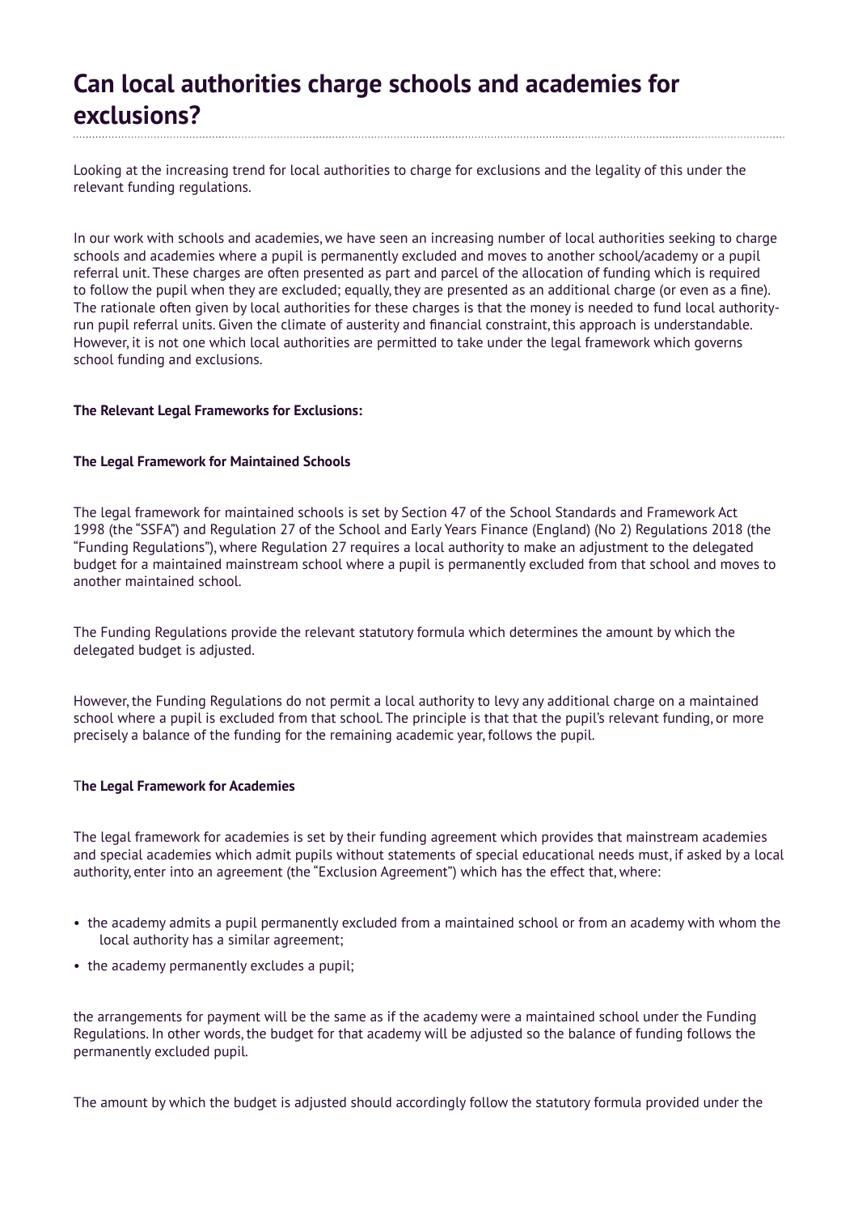# Can local authorities charge schools and academies for exclusions?

Looking at the increasing trend for local authorities to charge for exclusions and the legality of this under the relevant funding regulations.

In our work with schools and academies, we have seen an increasing number of local authorities seeking to charge schools and academies where a pupil is permanently excluded and moves to another school/academy or a pupil referral unit. These charges are often presented as part and parcel of the allocation of funding which is required to follow the pupil when they are excluded; equally, they are presented as an additional charge (or even as a fine). The rationale often given by local authorities for these charges is that the money is needed to fund local authority-run pupil referral units. Given the climate of austerity and financial constraint, this approach is understandable. However, it is not one which local authorities are permitted to take under the legal framework which governs school funding and exclusions.

**The Relevant Legal Frameworks for Exclusions:**

**The Legal Framework for Maintained Schools**

The legal framework for maintained schools is set by Section 47 of the School Standards and Framework Act 1998 (the "SSFA") and Regulation 27 of the School and Early Years Finance (England) (No 2) Regulations 2018 (the "Funding Regulations"), where Regulation 27 requires a local authority to make an adjustment to the delegated budget for a maintained mainstream school where a pupil is permanently excluded from that school and moves to another maintained school.

The Funding Regulations provide the relevant statutory formula which determines the amount by which the delegated budget is adjusted.

However, the Funding Regulations do not permit a local authority to levy any additional charge on a maintained school where a pupil is excluded from that school. The principle is that that the pupil's relevant funding, or more precisely a balance of the funding for the remaining academic year, follows the pupil.

**The Legal Framework for Academies**

The legal framework for academies is set by their funding agreement which provides that mainstream academies and special academies which admit pupils without statements of special educational needs must, if asked by a local authority, enter into an agreement (the "Exclusion Agreement") which has the effect that, where:

- the academy admits a pupil permanently excluded from a maintained school or from an academy with whom the local authority has a similar agreement;
- the academy permanently excludes a pupil;

the arrangements for payment will be the same as if the academy were a maintained school under the Funding Regulations. In other words, the budget for that academy will be adjusted so the balance of funding follows the permanently excluded pupil.

The amount by which the budget is adjusted should accordingly follow the statutory formula provided under the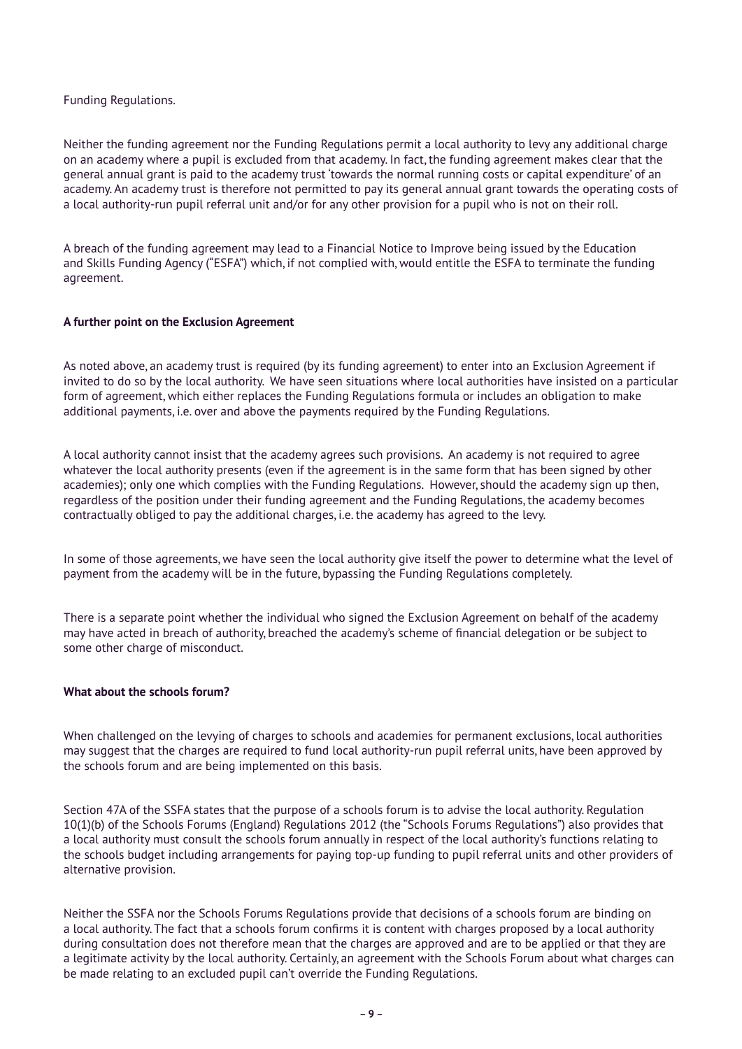Funding Regulations.

Neither the funding agreement nor the Funding Regulations permit a local authority to levy any additional charge on an academy where a pupil is excluded from that academy. In fact, the funding agreement makes clear that the general annual grant is paid to the academy trust 'towards the normal running costs or capital expenditure' of an academy. An academy trust is therefore not permitted to pay its general annual grant towards the operating costs of a local authority-run pupil referral unit and/or for any other provision for a pupil who is not on their roll.

A breach of the funding agreement may lead to a Financial Notice to Improve being issued by the Education and Skills Funding Agency ("ESFA") which, if not complied with, would entitle the ESFA to terminate the funding agreement.

**A further point on the Exclusion Agreement**

As noted above, an academy trust is required (by its funding agreement) to enter into an Exclusion Agreement if invited to do so by the local authority. We have seen situations where local authorities have insisted on a particular form of agreement, which either replaces the Funding Regulations formula or includes an obligation to make additional payments, i.e. over and above the payments required by the Funding Regulations.

A local authority cannot insist that the academy agrees such provisions. An academy is not required to agree whatever the local authority presents (even if the agreement is in the same form that has been signed by other academies); only one which complies with the Funding Regulations. However, should the academy sign up then, regardless of the position under their funding agreement and the Funding Regulations, the academy becomes contractually obliged to pay the additional charges, i.e. the academy has agreed to the levy.

In some of those agreements, we have seen the local authority give itself the power to determine what the level of payment from the academy will be in the future, bypassing the Funding Regulations completely.

There is a separate point whether the individual who signed the Exclusion Agreement on behalf of the academy may have acted in breach of authority, breached the academy's scheme of financial delegation or be subject to some other charge of misconduct.

**What about the schools forum?**

When challenged on the levying of charges to schools and academies for permanent exclusions, local authorities may suggest that the charges are required to fund local authority-run pupil referral units, have been approved by the schools forum and are being implemented on this basis.

Section 47A of the SSFA states that the purpose of a schools forum is to advise the local authority. Regulation 10(1)(b) of the Schools Forums (England) Regulations 2012 (the "Schools Forums Regulations") also provides that a local authority must consult the schools forum annually in respect of the local authority's functions relating to the schools budget including arrangements for paying top-up funding to pupil referral units and other providers of alternative provision.

Neither the SSFA nor the Schools Forums Regulations provide that decisions of a schools forum are binding on a local authority. The fact that a schools forum confirms it is content with charges proposed by a local authority during consultation does not therefore mean that the charges are approved and are to be applied or that they are a legitimate activity by the local authority. Certainly, an agreement with the Schools Forum about what charges can be made relating to an excluded pupil can't override the Funding Regulations.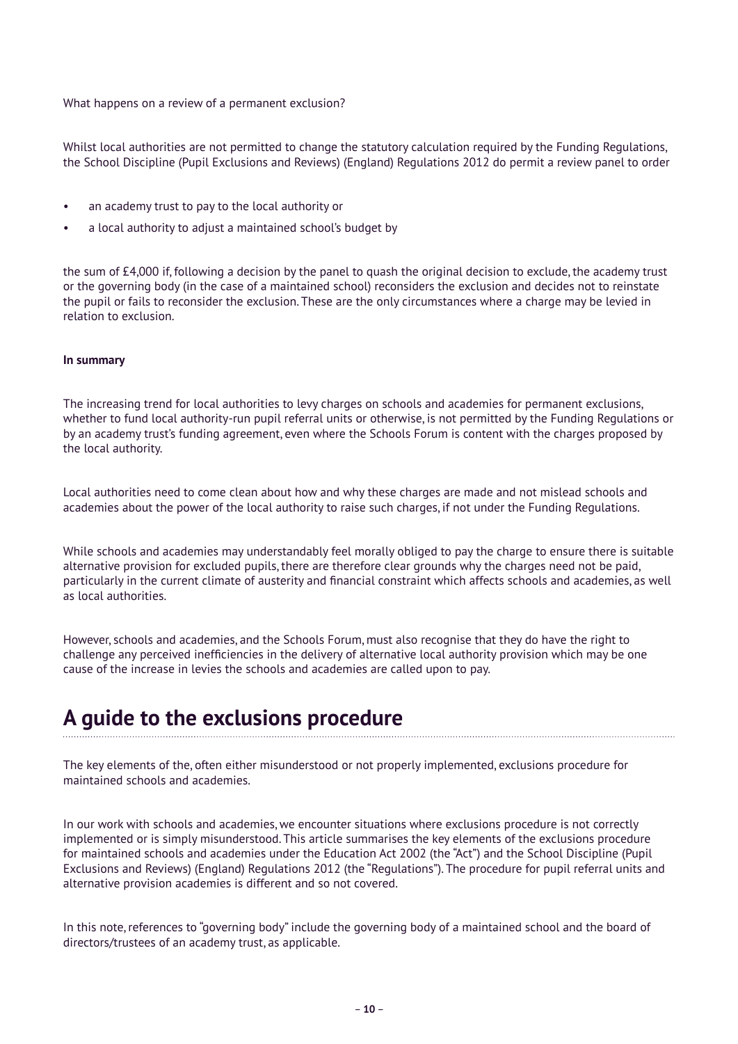What happens on a review of a permanent exclusion?

Whilst local authorities are not permitted to change the statutory calculation required by the Funding Regulations, the School Discipline (Pupil Exclusions and Reviews) (England) Regulations 2012 do permit a review panel to order

- an academy trust to pay to the local authority or
- a local authority to adjust a maintained school's budget by

the sum of £4,000 if, following a decision by the panel to quash the original decision to exclude, the academy trust or the governing body (in the case of a maintained school) reconsiders the exclusion and decides not to reinstate the pupil or fails to reconsider the exclusion. These are the only circumstances where a charge may be levied in relation to exclusion.

**In summary**

The increasing trend for local authorities to levy charges on schools and academies for permanent exclusions, whether to fund local authority-run pupil referral units or otherwise, is not permitted by the Funding Regulations or by an academy trust's funding agreement, even where the Schools Forum is content with the charges proposed by the local authority.

Local authorities need to come clean about how and why these charges are made and not mislead schools and academies about the power of the local authority to raise such charges, if not under the Funding Regulations.

While schools and academies may understandably feel morally obliged to pay the charge to ensure there is suitable alternative provision for excluded pupils, there are therefore clear grounds why the charges need not be paid, particularly in the current climate of austerity and financial constraint which affects schools and academies, as well as local authorities.

However, schools and academies, and the Schools Forum, must also recognise that they do have the right to challenge any perceived inefficiencies in the delivery of alternative local authority provision which may be one cause of the increase in levies the schools and academies are called upon to pay.

## A guide to the exclusions procedure

The key elements of the, often either misunderstood or not properly implemented, exclusions procedure for maintained schools and academies.

In our work with schools and academies, we encounter situations where exclusions procedure is not correctly implemented or is simply misunderstood. This article summarises the key elements of the exclusions procedure for maintained schools and academies under the Education Act 2002 (the "Act") and the School Discipline (Pupil Exclusions and Reviews) (England) Regulations 2012 (the "Regulations"). The procedure for pupil referral units and alternative provision academies is different and so not covered.

In this note, references to "governing body" include the governing body of a maintained school and the board of directors/trustees of an academy trust, as applicable.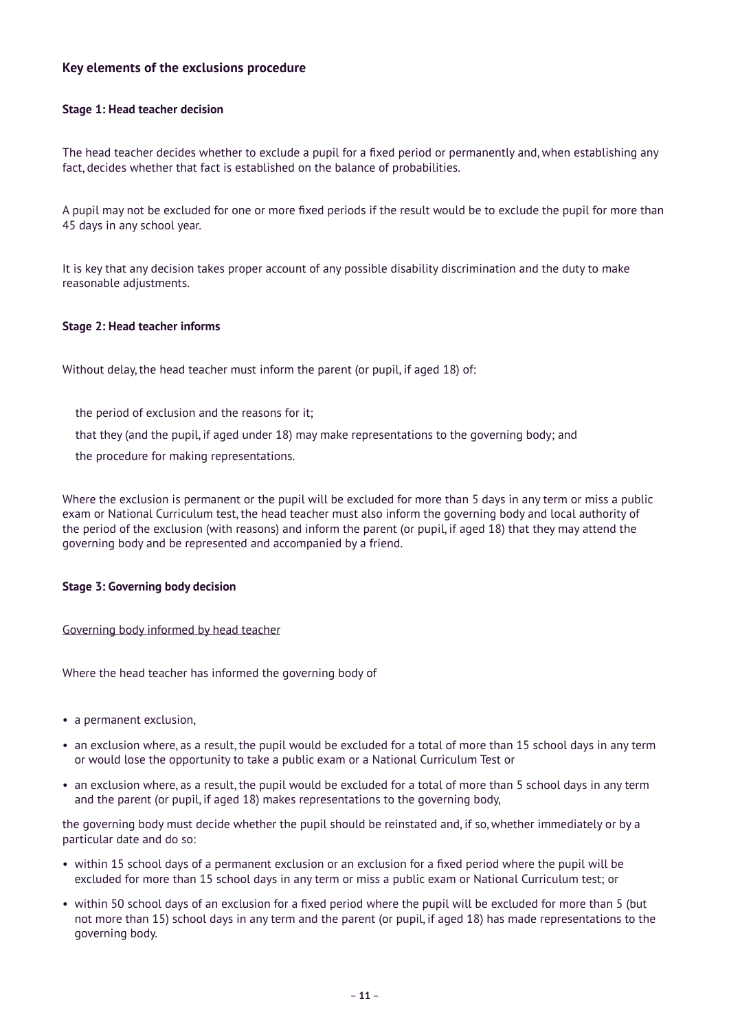## Key elements of the exclusions procedure

### Stage 1: Head teacher decision

The head teacher decides whether to exclude a pupil for a fixed period or permanently and, when establishing any fact, decides whether that fact is established on the balance of probabilities.

A pupil may not be excluded for one or more fixed periods if the result would be to exclude the pupil for more than 45 days in any school year.

It is key that any decision takes proper account of any possible disability discrimination and the duty to make reasonable adjustments.

### Stage 2: Head teacher informs

Without delay, the head teacher must inform the parent (or pupil, if aged 18) of:

- the period of exclusion and the reasons for it;
- that they (and the pupil, if aged under 18) may make representations to the governing body; and
- the procedure for making representations.

Where the exclusion is permanent or the pupil will be excluded for more than 5 days in any term or miss a public exam or National Curriculum test, the head teacher must also inform the governing body and local authority of the period of the exclusion (with reasons) and inform the parent (or pupil, if aged 18) that they may attend the governing body and be represented and accompanied by a friend.

### Stage 3: Governing body decision

Governing body informed by head teacher

Where the head teacher has informed the governing body of

- a permanent exclusion,
- an exclusion where, as a result, the pupil would be excluded for a total of more than 15 school days in any term or would lose the opportunity to take a public exam or a National Curriculum Test or
- an exclusion where, as a result, the pupil would be excluded for a total of more than 5 school days in any term and the parent (or pupil, if aged 18) makes representations to the governing body,

the governing body must decide whether the pupil should be reinstated and, if so, whether immediately or by a particular date and do so:

- within 15 school days of a permanent exclusion or an exclusion for a fixed period where the pupil will be excluded for more than 15 school days in any term or miss a public exam or National Curriculum test; or
- within 50 school days of an exclusion for a fixed period where the pupil will be excluded for more than 5 (but not more than 15) school days in any term and the parent (or pupil, if aged 18) has made representations to the governing body.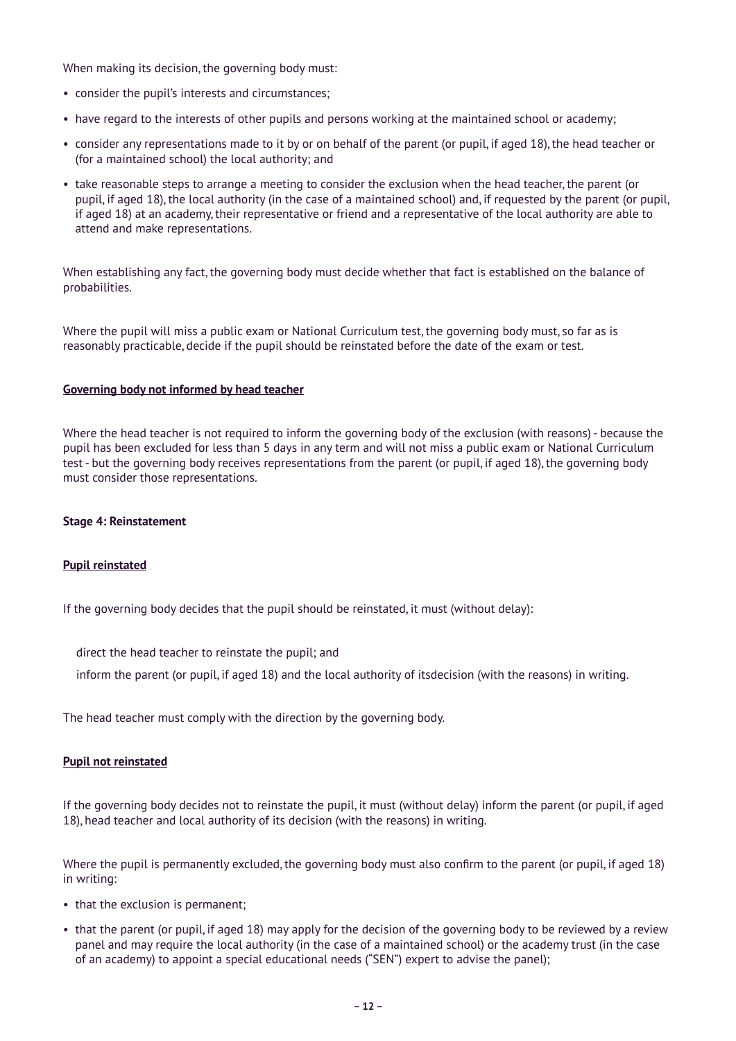When making its decision, the governing body must:

- consider the pupil's interests and circumstances;
- have regard to the interests of other pupils and persons working at the maintained school or academy;
- consider any representations made to it by or on behalf of the parent (or pupil, if aged 18), the head teacher or (for a maintained school) the local authority; and
- take reasonable steps to arrange a meeting to consider the exclusion when the head teacher, the parent (or pupil, if aged 18), the local authority (in the case of a maintained school) and, if requested by the parent (or pupil, if aged 18) at an academy, their representative or friend and a representative of the local authority are able to attend and make representations.

When establishing any fact, the governing body must decide whether that fact is established on the balance of probabilities.

Where the pupil will miss a public exam or National Curriculum test, the governing body must, so far as is reasonably practicable, decide if the pupil should be reinstated before the date of the exam or test.

**Governing body not informed by head teacher**

Where the head teacher is not required to inform the governing body of the exclusion (with reasons) - because the pupil has been excluded for less than 5 days in any term and will not miss a public exam or National Curriculum test - but the governing body receives representations from the parent (or pupil, if aged 18), the governing body must consider those representations.

**Stage 4: Reinstatement**

**Pupil reinstated**

If the governing body decides that the pupil should be reinstated, it must (without delay):

direct the head teacher to reinstate the pupil; and

inform the parent (or pupil, if aged 18) and the local authority of itsdecision (with the reasons) in writing.

The head teacher must comply with the direction by the governing body.

**Pupil not reinstated**

If the governing body decides not to reinstate the pupil, it must (without delay) inform the parent (or pupil, if aged 18), head teacher and local authority of its decision (with the reasons) in writing.

Where the pupil is permanently excluded, the governing body must also confirm to the parent (or pupil, if aged 18) in writing:

- that the exclusion is permanent;
- that the parent (or pupil, if aged 18) may apply for the decision of the governing body to be reviewed by a review panel and may require the local authority (in the case of a maintained school) or the academy trust (in the case of an academy) to appoint a special educational needs ("SEN") expert to advise the panel);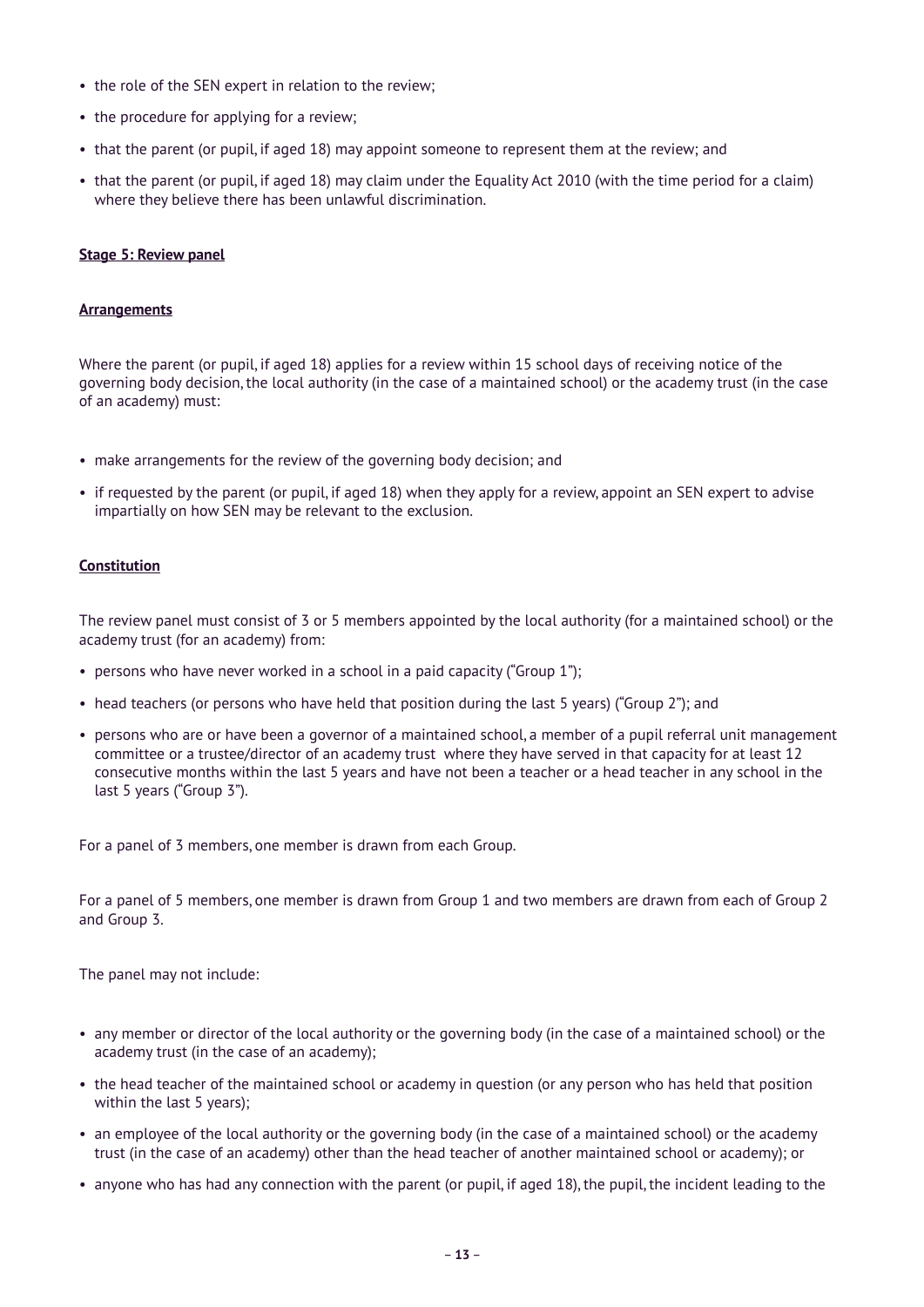- the role of the SEN expert in relation to the review;
- the procedure for applying for a review;
- that the parent (or pupil, if aged 18) may appoint someone to represent them at the review; and
- that the parent (or pupil, if aged 18) may claim under the Equality Act 2010 (with the time period for a claim) where they believe there has been unlawful discrimination.

**Stage 5: Review panel**

**Arrangements**

Where the parent (or pupil, if aged 18) applies for a review within 15 school days of receiving notice of the governing body decision, the local authority (in the case of a maintained school) or the academy trust (in the case of an academy) must:

- make arrangements for the review of the governing body decision; and
- if requested by the parent (or pupil, if aged 18) when they apply for a review, appoint an SEN expert to advise impartially on how SEN may be relevant to the exclusion.

**Constitution**

The review panel must consist of 3 or 5 members appointed by the local authority (for a maintained school) or the academy trust (for an academy) from:

- persons who have never worked in a school in a paid capacity ("Group 1");
- head teachers (or persons who have held that position during the last 5 years) ("Group 2"); and
- persons who are or have been a governor of a maintained school, a member of a pupil referral unit management committee or a trustee/director of an academy trust where they have served in that capacity for at least 12 consecutive months within the last 5 years and have not been a teacher or a head teacher in any school in the last 5 years ("Group 3").

For a panel of 3 members, one member is drawn from each Group.

For a panel of 5 members, one member is drawn from Group 1 and two members are drawn from each of Group 2 and Group 3.

The panel may not include:

- any member or director of the local authority or the governing body (in the case of a maintained school) or the academy trust (in the case of an academy);
- the head teacher of the maintained school or academy in question (or any person who has held that position within the last 5 years);
- an employee of the local authority or the governing body (in the case of a maintained school) or the academy trust (in the case of an academy) other than the head teacher of another maintained school or academy); or
- anyone who has had any connection with the parent (or pupil, if aged 18), the pupil, the incident leading to the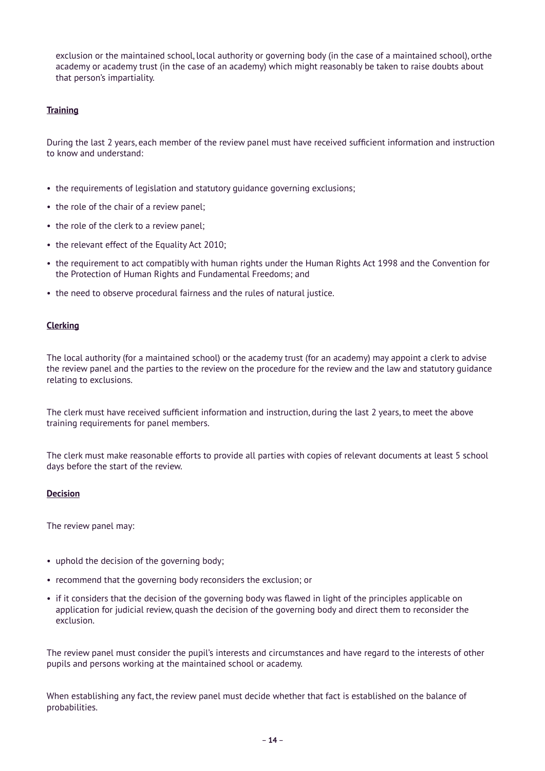exclusion or the maintained school, local authority or governing body (in the case of a maintained school), orthe academy or academy trust (in the case of an academy) which might reasonably be taken to raise doubts about that person's impartiality.

**Training**

During the last 2 years, each member of the review panel must have received sufficient information and instruction to know and understand:

- the requirements of legislation and statutory guidance governing exclusions;
- the role of the chair of a review panel;
- the role of the clerk to a review panel;
- the relevant effect of the Equality Act 2010;
- the requirement to act compatibly with human rights under the Human Rights Act 1998 and the Convention for the Protection of Human Rights and Fundamental Freedoms; and
- the need to observe procedural fairness and the rules of natural justice.

**Clerking**

The local authority (for a maintained school) or the academy trust (for an academy) may appoint a clerk to advise the review panel and the parties to the review on the procedure for the review and the law and statutory guidance relating to exclusions.

The clerk must have received sufficient information and instruction, during the last 2 years, to meet the above training requirements for panel members.

The clerk must make reasonable efforts to provide all parties with copies of relevant documents at least 5 school days before the start of the review.

**Decision**

The review panel may:

- uphold the decision of the governing body;
- recommend that the governing body reconsiders the exclusion; or
- if it considers that the decision of the governing body was flawed in light of the principles applicable on application for judicial review, quash the decision of the governing body and direct them to reconsider the exclusion.

The review panel must consider the pupil's interests and circumstances and have regard to the interests of other pupils and persons working at the maintained school or academy.

When establishing any fact, the review panel must decide whether that fact is established on the balance of probabilities.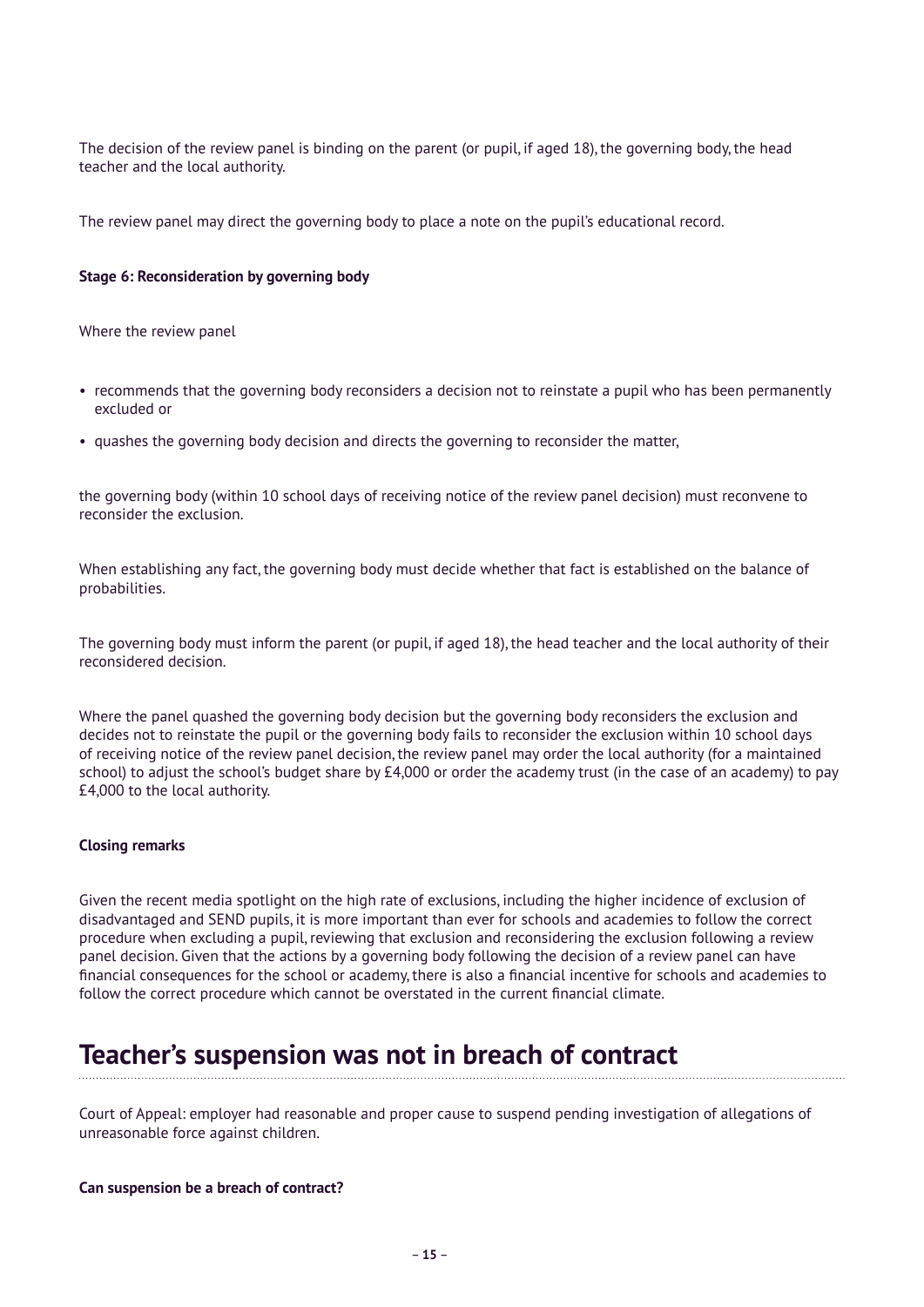The decision of the review panel is binding on the parent (or pupil, if aged 18), the governing body, the head teacher and the local authority.

The review panel may direct the governing body to place a note on the pupil's educational record.

**Stage 6: Reconsideration by governing body**

Where the review panel

- recommends that the governing body reconsiders a decision not to reinstate a pupil who has been permanently excluded or
- quashes the governing body decision and directs the governing to reconsider the matter,

the governing body (within 10 school days of receiving notice of the review panel decision) must reconvene to reconsider the exclusion.

When establishing any fact, the governing body must decide whether that fact is established on the balance of probabilities.

The governing body must inform the parent (or pupil, if aged 18), the head teacher and the local authority of their reconsidered decision.

Where the panel quashed the governing body decision but the governing body reconsiders the exclusion and decides not to reinstate the pupil or the governing body fails to reconsider the exclusion within 10 school days of receiving notice of the review panel decision, the review panel may order the local authority (for a maintained school) to adjust the school's budget share by £4,000 or order the academy trust (in the case of an academy) to pay £4,000 to the local authority.

**Closing remarks**

Given the recent media spotlight on the high rate of exclusions, including the higher incidence of exclusion of disadvantaged and SEND pupils, it is more important than ever for schools and academies to follow the correct procedure when excluding a pupil, reviewing that exclusion and reconsidering the exclusion following a review panel decision. Given that the actions by a governing body following the decision of a review panel can have financial consequences for the school or academy, there is also a financial incentive for schools and academies to follow the correct procedure which cannot be overstated in the current financial climate.

# Teacher's suspension was not in breach of contract

Court of Appeal: employer had reasonable and proper cause to suspend pending investigation of allegations of unreasonable force against children.

**Can suspension be a breach of contract?**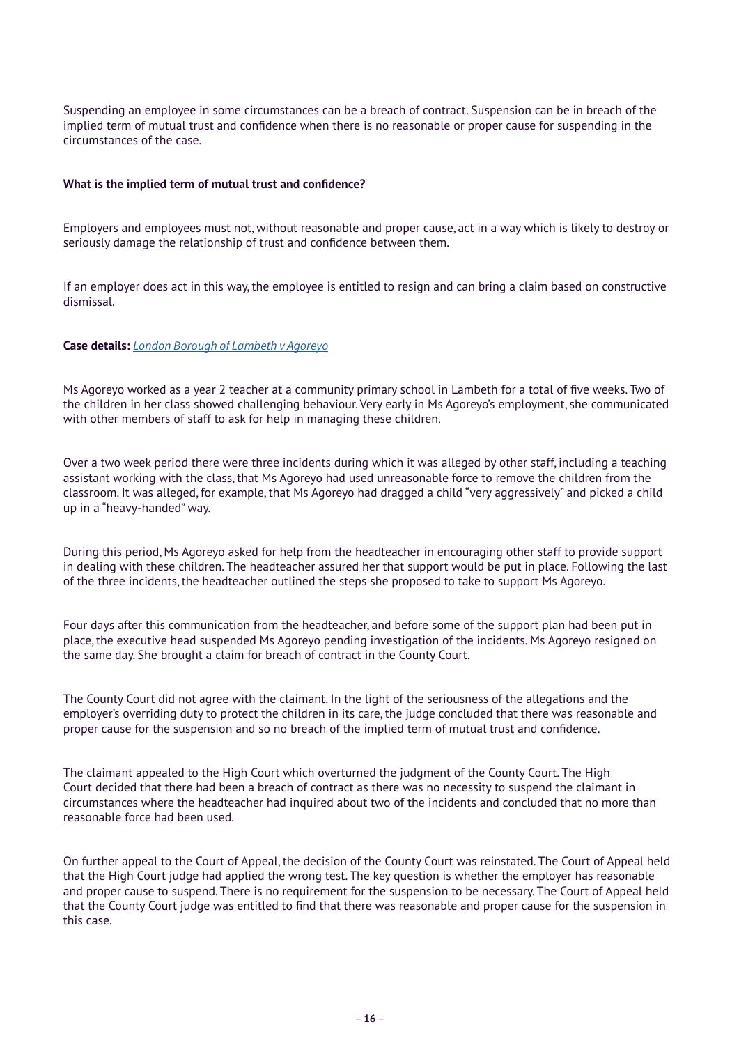Suspending an employee in some circumstances can be a breach of contract. Suspension can be in breach of the implied term of mutual trust and confidence when there is no reasonable or proper cause for suspending in the circumstances of the case.

**What is the implied term of mutual trust and confidence?**

Employers and employees must not, without reasonable and proper cause, act in a way which is likely to destroy or seriously damage the relationship of trust and confidence between them.

If an employer does act in this way, the employee is entitled to resign and can bring a claim based on constructive dismissal.

**Case details:** *London Borough of Lambeth v Agoreyo*

Ms Agoreyo worked as a year 2 teacher at a community primary school in Lambeth for a total of five weeks. Two of the children in her class showed challenging behaviour. Very early in Ms Agoreyo's employment, she communicated with other members of staff to ask for help in managing these children.

Over a two week period there were three incidents during which it was alleged by other staff, including a teaching assistant working with the class, that Ms Agoreyo had used unreasonable force to remove the children from the classroom. It was alleged, for example, that Ms Agoreyo had dragged a child "very aggressively" and picked a child up in a "heavy-handed" way.

During this period, Ms Agoreyo asked for help from the headteacher in encouraging other staff to provide support in dealing with these children. The headteacher assured her that support would be put in place. Following the last of the three incidents, the headteacher outlined the steps she proposed to take to support Ms Agoreyo.

Four days after this communication from the headteacher, and before some of the support plan had been put in place, the executive head suspended Ms Agoreyo pending investigation of the incidents. Ms Agoreyo resigned on the same day. She brought a claim for breach of contract in the County Court.

The County Court did not agree with the claimant. In the light of the seriousness of the allegations and the employer's overriding duty to protect the children in its care, the judge concluded that there was reasonable and proper cause for the suspension and so no breach of the implied term of mutual trust and confidence.

The claimant appealed to the High Court which overturned the judgment of the County Court. The High Court decided that there had been a breach of contract as there was no necessity to suspend the claimant in circumstances where the headteacher had inquired about two of the incidents and concluded that no more than reasonable force had been used.

On further appeal to the Court of Appeal, the decision of the County Court was reinstated. The Court of Appeal held that the High Court judge had applied the wrong test. The key question is whether the employer has reasonable and proper cause to suspend. There is no requirement for the suspension to be necessary. The Court of Appeal held that the County Court judge was entitled to find that there was reasonable and proper cause for the suspension in this case.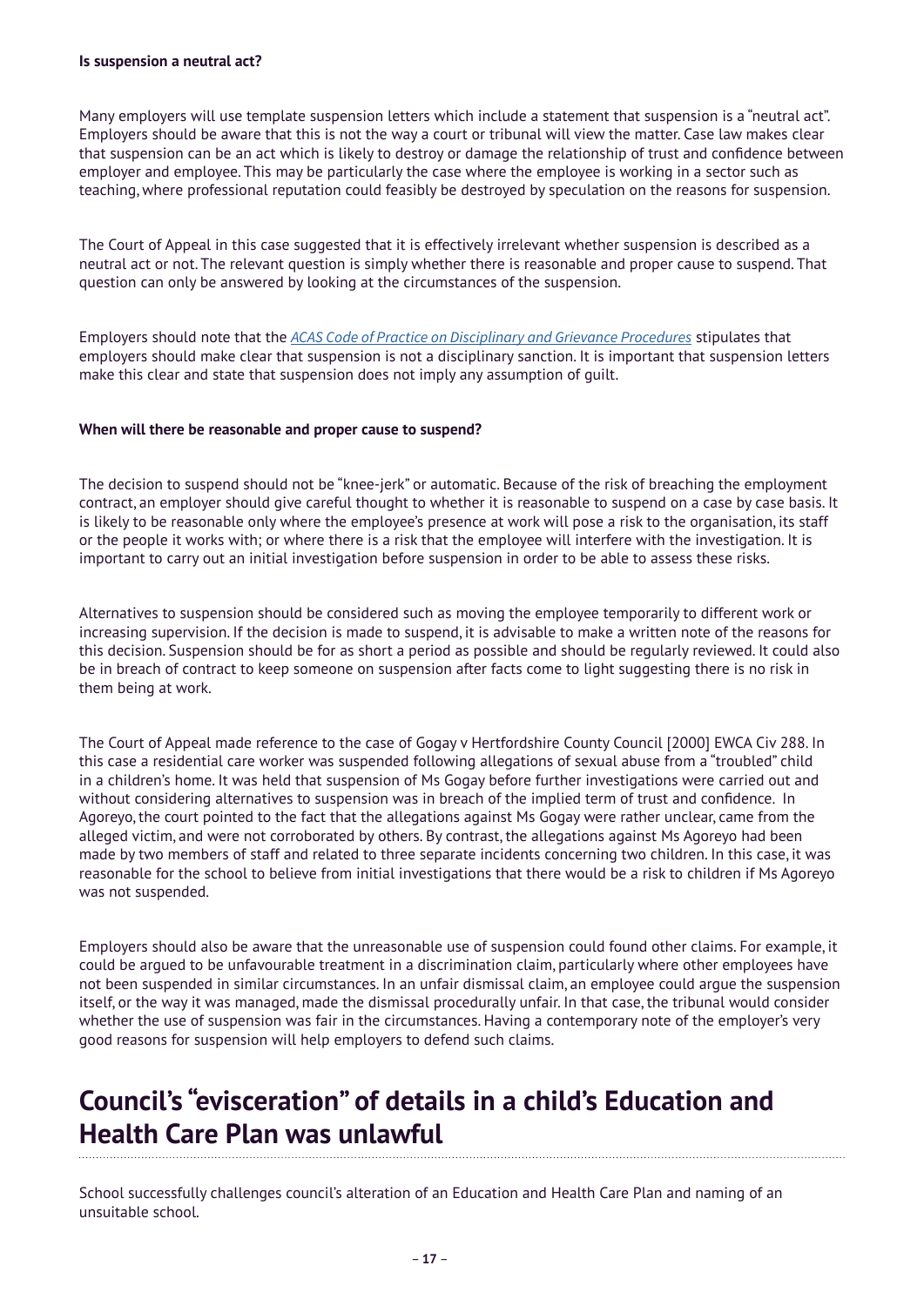**Is suspension a neutral act?**

Many employers will use template suspension letters which include a statement that suspension is a "neutral act". Employers should be aware that this is not the way a court or tribunal will view the matter. Case law makes clear that suspension can be an act which is likely to destroy or damage the relationship of trust and confidence between employer and employee. This may be particularly the case where the employee is working in a sector such as teaching, where professional reputation could feasibly be destroyed by speculation on the reasons for suspension.

The Court of Appeal in this case suggested that it is effectively irrelevant whether suspension is described as a neutral act or not. The relevant question is simply whether there is reasonable and proper cause to suspend. That question can only be answered by looking at the circumstances of the suspension.

Employers should note that the *ACAS Code of Practice on Disciplinary and Grievance Procedures* stipulates that employers should make clear that suspension is not a disciplinary sanction. It is important that suspension letters make this clear and state that suspension does not imply any assumption of guilt.

**When will there be reasonable and proper cause to suspend?**

The decision to suspend should not be "knee-jerk" or automatic. Because of the risk of breaching the employment contract, an employer should give careful thought to whether it is reasonable to suspend on a case by case basis. It is likely to be reasonable only where the employee's presence at work will pose a risk to the organisation, its staff or the people it works with; or where there is a risk that the employee will interfere with the investigation. It is important to carry out an initial investigation before suspension in order to be able to assess these risks.

Alternatives to suspension should be considered such as moving the employee temporarily to different work or increasing supervision. If the decision is made to suspend, it is advisable to make a written note of the reasons for this decision. Suspension should be for as short a period as possible and should be regularly reviewed. It could also be in breach of contract to keep someone on suspension after facts come to light suggesting there is no risk in them being at work.

The Court of Appeal made reference to the case of Gogay v Hertfordshire County Council [2000] EWCA Civ 288. In this case a residential care worker was suspended following allegations of sexual abuse from a "troubled" child in a children's home. It was held that suspension of Ms Gogay before further investigations were carried out and without considering alternatives to suspension was in breach of the implied term of trust and confidence. In Agoreyo, the court pointed to the fact that the allegations against Ms Gogay were rather unclear, came from the alleged victim, and were not corroborated by others. By contrast, the allegations against Ms Agoreyo had been made by two members of staff and related to three separate incidents concerning two children. In this case, it was reasonable for the school to believe from initial investigations that there would be a risk to children if Ms Agoreyo was not suspended.

Employers should also be aware that the unreasonable use of suspension could found other claims. For example, it could be argued to be unfavourable treatment in a discrimination claim, particularly where other employees have not been suspended in similar circumstances. In an unfair dismissal claim, an employee could argue the suspension itself, or the way it was managed, made the dismissal procedurally unfair. In that case, the tribunal would consider whether the use of suspension was fair in the circumstances. Having a contemporary note of the employer's very good reasons for suspension will help employers to defend such claims.

# Council's "evisceration" of details in a child's Education and Health Care Plan was unlawful

School successfully challenges council's alteration of an Education and Health Care Plan and naming of an unsuitable school.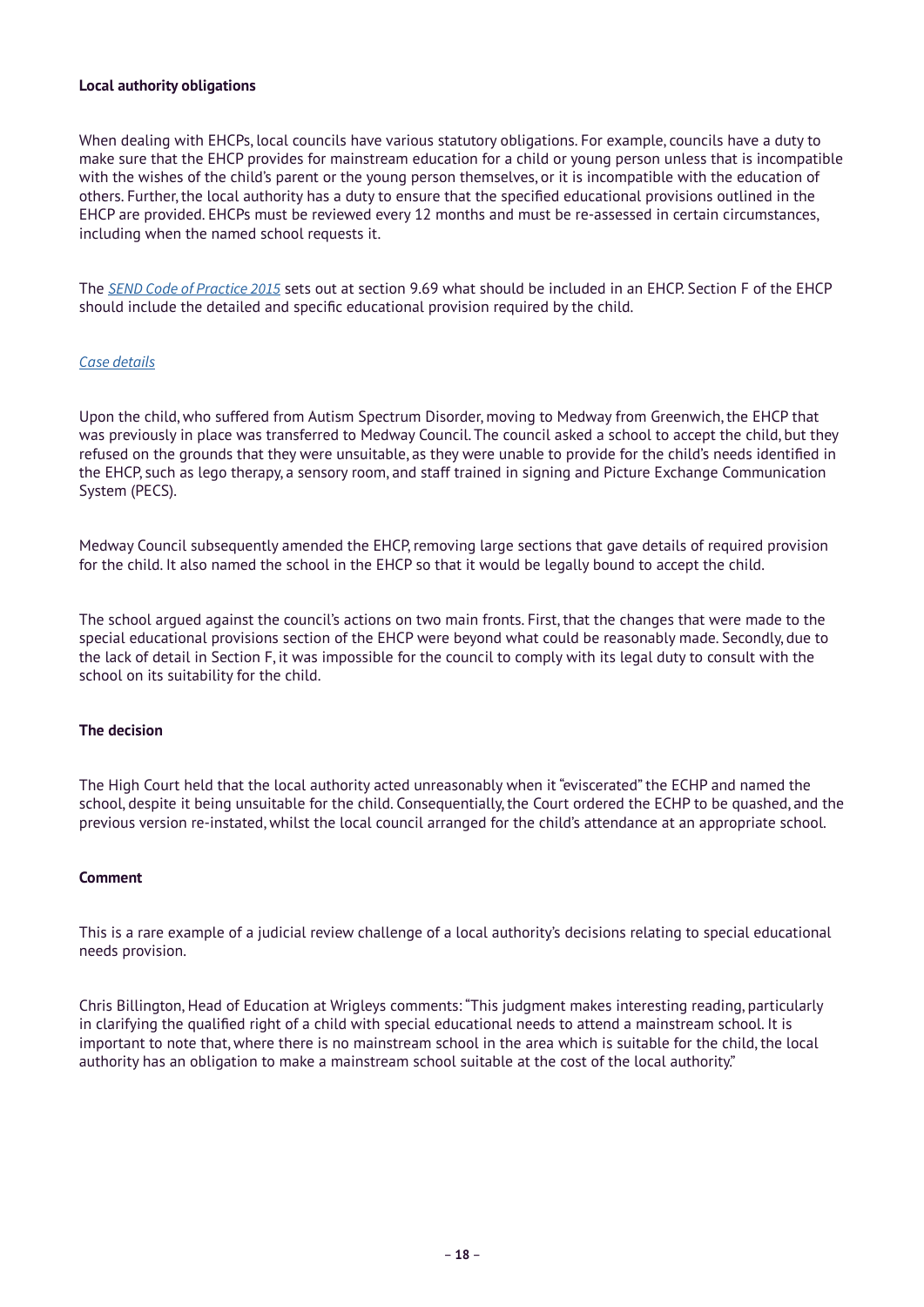**Local authority obligations**

When dealing with EHCPs, local councils have various statutory obligations. For example, councils have a duty to make sure that the EHCP provides for mainstream education for a child or young person unless that is incompatible with the wishes of the child's parent or the young person themselves, or it is incompatible with the education of others. Further, the local authority has a duty to ensure that the specified educational provisions outlined in the EHCP are provided. EHCPs must be reviewed every 12 months and must be re-assessed in certain circumstances, including when the named school requests it.

The *SEND Code of Practice 2015* sets out at section 9.69 what should be included in an EHCP. Section F of the EHCP should include the detailed and specific educational provision required by the child.

*Case details*

Upon the child, who suffered from Autism Spectrum Disorder, moving to Medway from Greenwich, the EHCP that was previously in place was transferred to Medway Council. The council asked a school to accept the child, but they refused on the grounds that they were unsuitable, as they were unable to provide for the child's needs identified in the EHCP, such as lego therapy, a sensory room, and staff trained in signing and Picture Exchange Communication System (PECS).

Medway Council subsequently amended the EHCP, removing large sections that gave details of required provision for the child. It also named the school in the EHCP so that it would be legally bound to accept the child.

The school argued against the council's actions on two main fronts. First, that the changes that were made to the special educational provisions section of the EHCP were beyond what could be reasonably made. Secondly, due to the lack of detail in Section F, it was impossible for the council to comply with its legal duty to consult with the school on its suitability for the child.

**The decision**

The High Court held that the local authority acted unreasonably when it "eviscerated" the ECHP and named the school, despite it being unsuitable for the child. Consequentially, the Court ordered the ECHP to be quashed, and the previous version re-instated, whilst the local council arranged for the child's attendance at an appropriate school.

**Comment**

This is a rare example of a judicial review challenge of a local authority's decisions relating to special educational needs provision.

Chris Billington, Head of Education at Wrigleys comments: "This judgment makes interesting reading, particularly in clarifying the qualified right of a child with special educational needs to attend a mainstream school. It is important to note that, where there is no mainstream school in the area which is suitable for the child, the local authority has an obligation to make a mainstream school suitable at the cost of the local authority."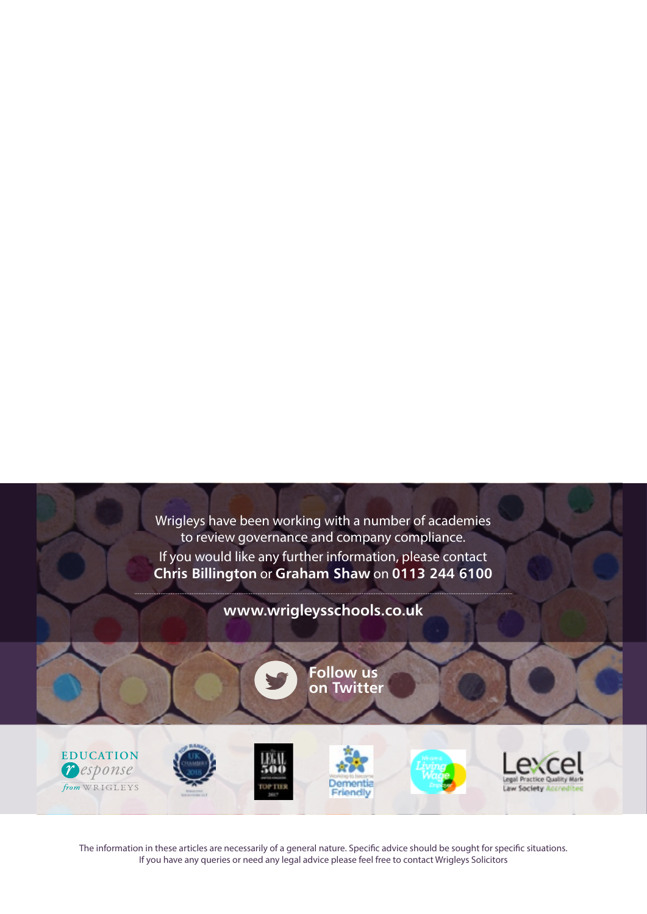Wrigleys have been working with a number of academies to review governance and company compliance.

If you would like any further information, please contact **Chris Billington** or **Graham Shaw** on **0113 244 6100**

**www.wrigleysschools.co.uk**

**Follow us on Twitter**

The information in these articles are necessarily of a general nature. Specific advice should be sought for specific situations. If you have any queries or need any legal advice please feel free to contact Wrigleys Solicitors